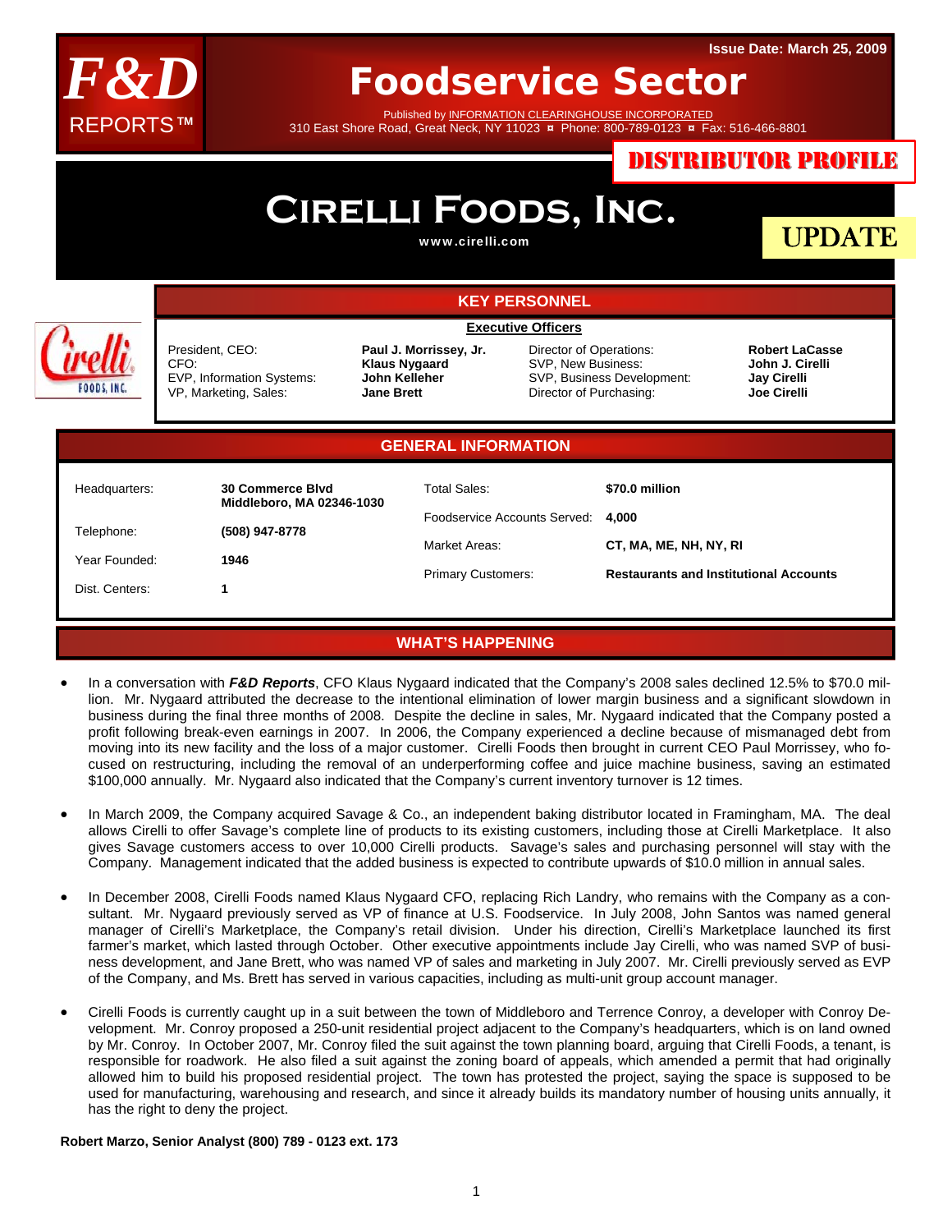Issue Date: March 25, 2009

**F&D REPORTS™**

# Foodservice Sector

Published by INFORMATION CLEARINGHOUSE INCORPORATED
310 East Shore Road, Great Neck, NY 11023 ¤ Phone: 800-789-0123 ¤ Fax: 516-466-8801

**DISTRIBUTOR PROFILE**

# CIRELLI FOODS, INC.

www.cirelli.com

**UPDATE**

## KEY PERSONNEL

**Executive Officers**

| | | | |
|---|---|---|---|
| President, CEO: | **Paul J. Morrissey, Jr.** | Director of Operations: | **Robert LaCasse** |
| CFO: | **Klaus Nygaard** | SVP, New Business: | **John J. Cirelli** |
| EVP, Information Systems: | **John Kelleher** | SVP, Business Development: | **Jay Cirelli** |
| VP, Marketing, Sales: | **Jane Brett** | Director of Purchasing: | **Joe Cirelli** |

## GENERAL INFORMATION

| | | | |
|---|---|---|---|
| Headquarters: | **30 Commerce Blvd Middleboro, MA 02346-1030** | Total Sales: | **$70.0 million** |
| Telephone: | **(508) 947-8778** | Foodservice Accounts Served: | **4,000** |
| Year Founded: | **1946** | Market Areas: | **CT, MA, ME, NH, NY, RI** |
| Dist. Centers: | **1** | Primary Customers: | **Restaurants and Institutional Accounts** |

## WHAT'S HAPPENING

- In a conversation with ***F&D Reports***, CFO Klaus Nygaard indicated that the Company's 2008 sales declined 12.5% to $70.0 million. Mr. Nygaard attributed the decrease to the intentional elimination of lower margin business and a significant slowdown in business during the final three months of 2008. Despite the decline in sales, Mr. Nygaard indicated that the Company posted a profit following break-even earnings in 2007. In 2006, the Company experienced a decline because of mismanaged debt from moving into its new facility and the loss of a major customer. Cirelli Foods then brought in current CEO Paul Morrissey, who focused on restructuring, including the removal of an underperforming coffee and juice machine business, saving an estimated $100,000 annually. Mr. Nygaard also indicated that the Company's current inventory turnover is 12 times.

- In March 2009, the Company acquired Savage & Co., an independent baking distributor located in Framingham, MA. The deal allows Cirelli to offer Savage's complete line of products to its existing customers, including those at Cirelli Marketplace. It also gives Savage customers access to over 10,000 Cirelli products. Savage's sales and purchasing personnel will stay with the Company. Management indicated that the added business is expected to contribute upwards of $10.0 million in annual sales.

- In December 2008, Cirelli Foods named Klaus Nygaard CFO, replacing Rich Landry, who remains with the Company as a consultant. Mr. Nygaard previously served as VP of finance at U.S. Foodservice. In July 2008, John Santos was named general manager of Cirelli's Marketplace, the Company's retail division. Under his direction, Cirelli's Marketplace launched its first farmer's market, which lasted through October. Other executive appointments include Jay Cirelli, who was named SVP of business development, and Jane Brett, who was named VP of sales and marketing in July 2007. Mr. Cirelli previously served as EVP of the Company, and Ms. Brett has served in various capacities, including as multi-unit group account manager.

- Cirelli Foods is currently caught up in a suit between the town of Middleboro and Terrence Conroy, a developer with Conroy Development. Mr. Conroy proposed a 250-unit residential project adjacent to the Company's headquarters, which is on land owned by Mr. Conroy. In October 2007, Mr. Conroy filed the suit against the town planning board, arguing that Cirelli Foods, a tenant, is responsible for roadwork. He also filed a suit against the zoning board of appeals, which amended a permit that had originally allowed him to build his proposed residential project. The town has protested the project, saying the space is supposed to be used for manufacturing, warehousing and research, and since it already builds its mandatory number of housing units annually, it has the right to deny the project.

**Robert Marzo, Senior Analyst (800) 789 - 0123 ext. 173**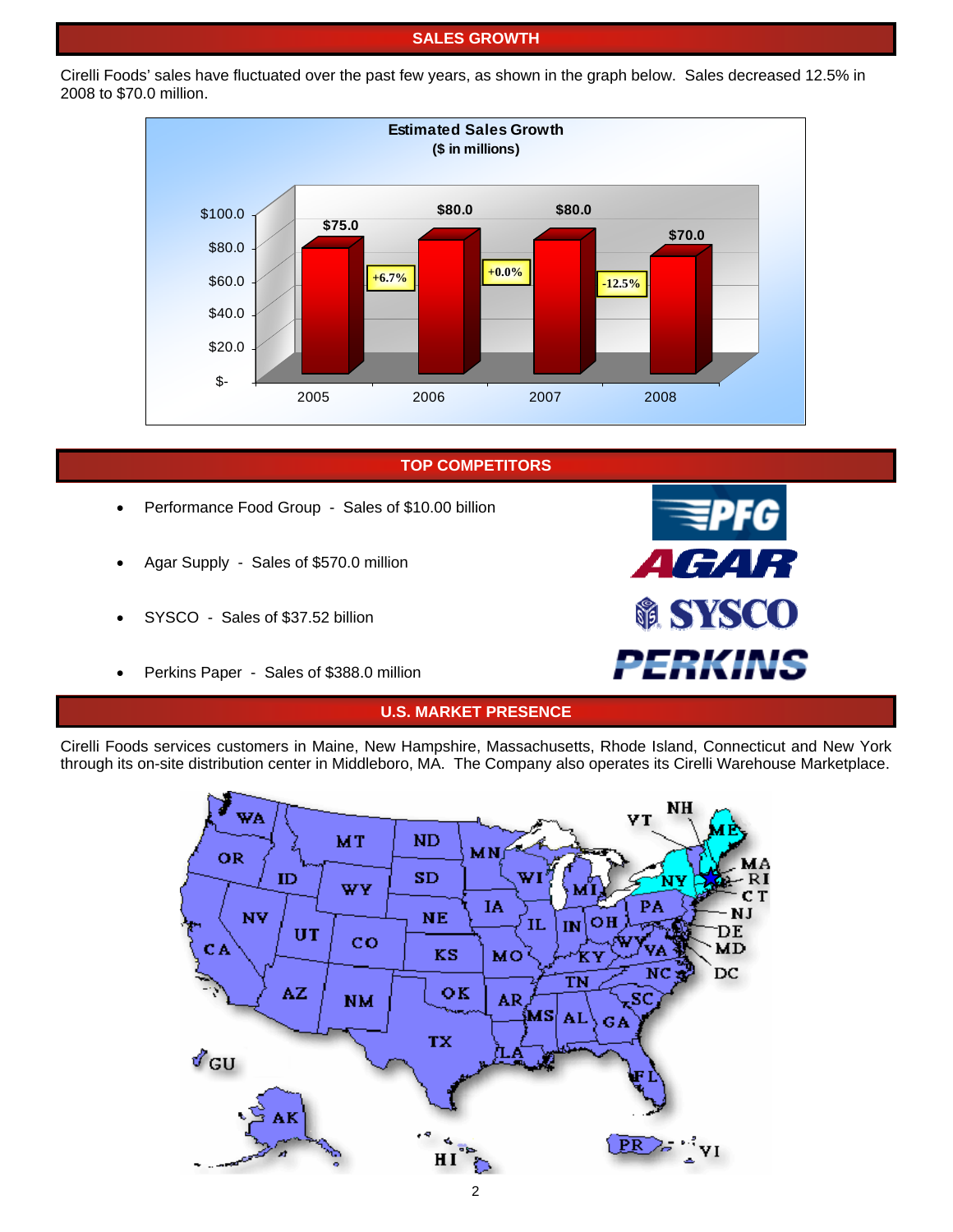## SALES GROWTH

Cirelli Foods' sales have fluctuated over the past few years, as shown in the graph below. Sales decreased 12.5% in 2008 to $70.0 million.

**Estimated Sales Growth**
**($ in millions)**

| Year | Sales | Growth |
|---|---|---|
| 2005 | $75.0 | |
| 2006 | $80.0 | +6.7% |
| 2007 | $80.0 | +0.0% |
| 2008 | $70.0 | -12.5% |

## TOP COMPETITORS

- Performance Food Group - Sales of $10.00 billion
- Agar Supply - Sales of $570.0 million
- SYSCO - Sales of $37.52 billion
- Perkins Paper - Sales of $388.0 million

## U.S. MARKET PRESENCE

Cirelli Foods services customers in Maine, New Hampshire, Massachusetts, Rhode Island, Connecticut and New York through its on-site distribution center in Middleboro, MA. The Company also operates its Cirelli Warehouse Marketplace.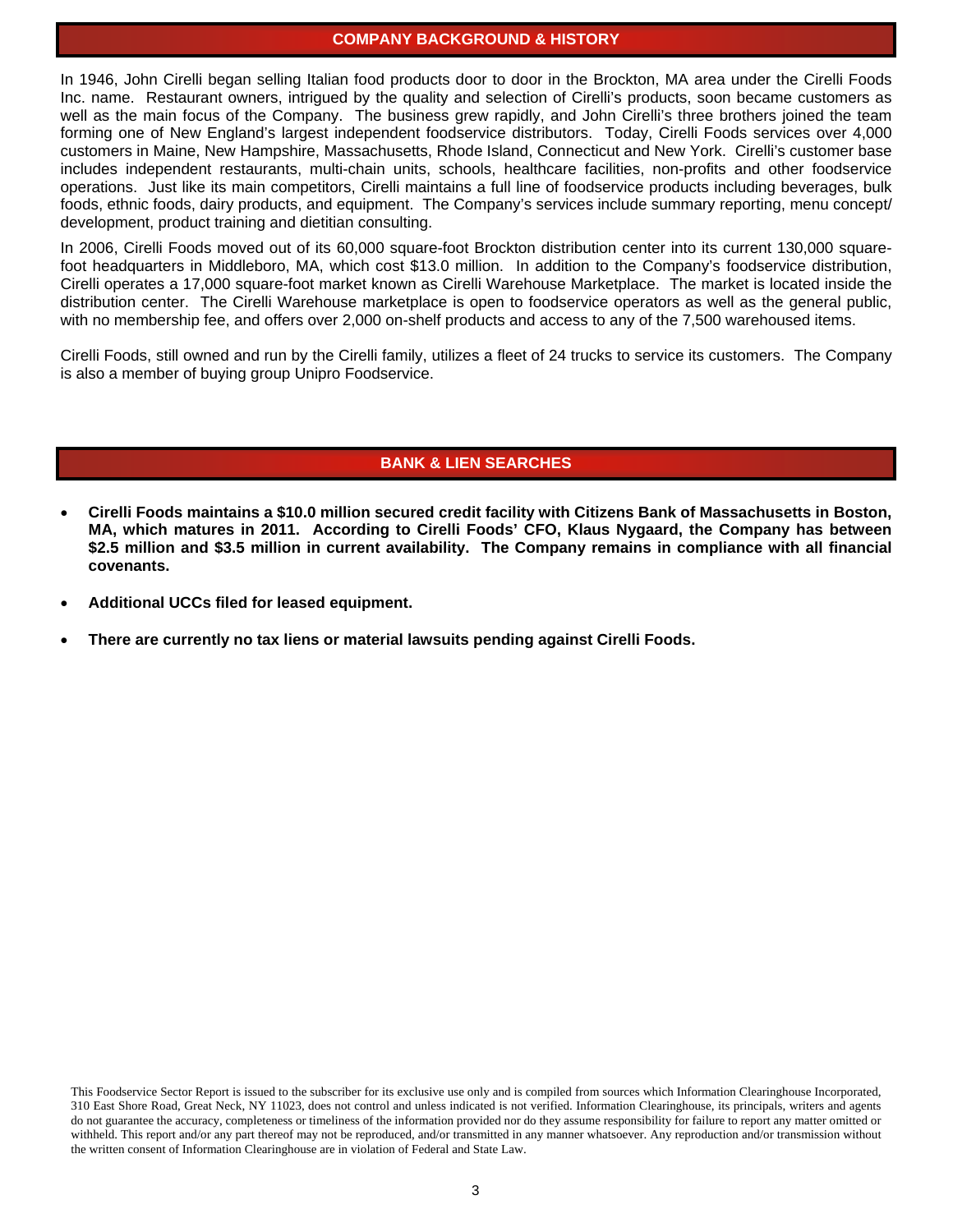## COMPANY BACKGROUND & HISTORY

In 1946, John Cirelli began selling Italian food products door to door in the Brockton, MA area under the Cirelli Foods Inc. name. Restaurant owners, intrigued by the quality and selection of Cirelli's products, soon became customers as well as the main focus of the Company. The business grew rapidly, and John Cirelli's three brothers joined the team forming one of New England's largest independent foodservice distributors. Today, Cirelli Foods services over 4,000 customers in Maine, New Hampshire, Massachusetts, Rhode Island, Connecticut and New York. Cirelli's customer base includes independent restaurants, multi-chain units, schools, healthcare facilities, non-profits and other foodservice operations. Just like its main competitors, Cirelli maintains a full line of foodservice products including beverages, bulk foods, ethnic foods, dairy products, and equipment. The Company's services include summary reporting, menu concept/ development, product training and dietitian consulting.

In 2006, Cirelli Foods moved out of its 60,000 square-foot Brockton distribution center into its current 130,000 square-foot headquarters in Middleboro, MA, which cost $13.0 million. In addition to the Company's foodservice distribution, Cirelli operates a 17,000 square-foot market known as Cirelli Warehouse Marketplace. The market is located inside the distribution center. The Cirelli Warehouse marketplace is open to foodservice operators as well as the general public, with no membership fee, and offers over 2,000 on-shelf products and access to any of the 7,500 warehoused items.

Cirelli Foods, still owned and run by the Cirelli family, utilizes a fleet of 24 trucks to service its customers. The Company is also a member of buying group Unipro Foodservice.

## BANK & LIEN SEARCHES

- **Cirelli Foods maintains a $10.0 million secured credit facility with Citizens Bank of Massachusetts in Boston, MA, which matures in 2011. According to Cirelli Foods' CFO, Klaus Nygaard, the Company has between $2.5 million and $3.5 million in current availability. The Company remains in compliance with all financial covenants.**
- **Additional UCCs filed for leased equipment.**
- **There are currently no tax liens or material lawsuits pending against Cirelli Foods.**

This Foodservice Sector Report is issued to the subscriber for its exclusive use only and is compiled from sources which Information Clearinghouse Incorporated, 310 East Shore Road, Great Neck, NY 11023, does not control and unless indicated is not verified. Information Clearinghouse, its principals, writers and agents do not guarantee the accuracy, completeness or timeliness of the information provided nor do they assume responsibility for failure to report any matter omitted or withheld. This report and/or any part thereof may not be reproduced, and/or transmitted in any manner whatsoever. Any reproduction and/or transmission without the written consent of Information Clearinghouse are in violation of Federal and State Law.